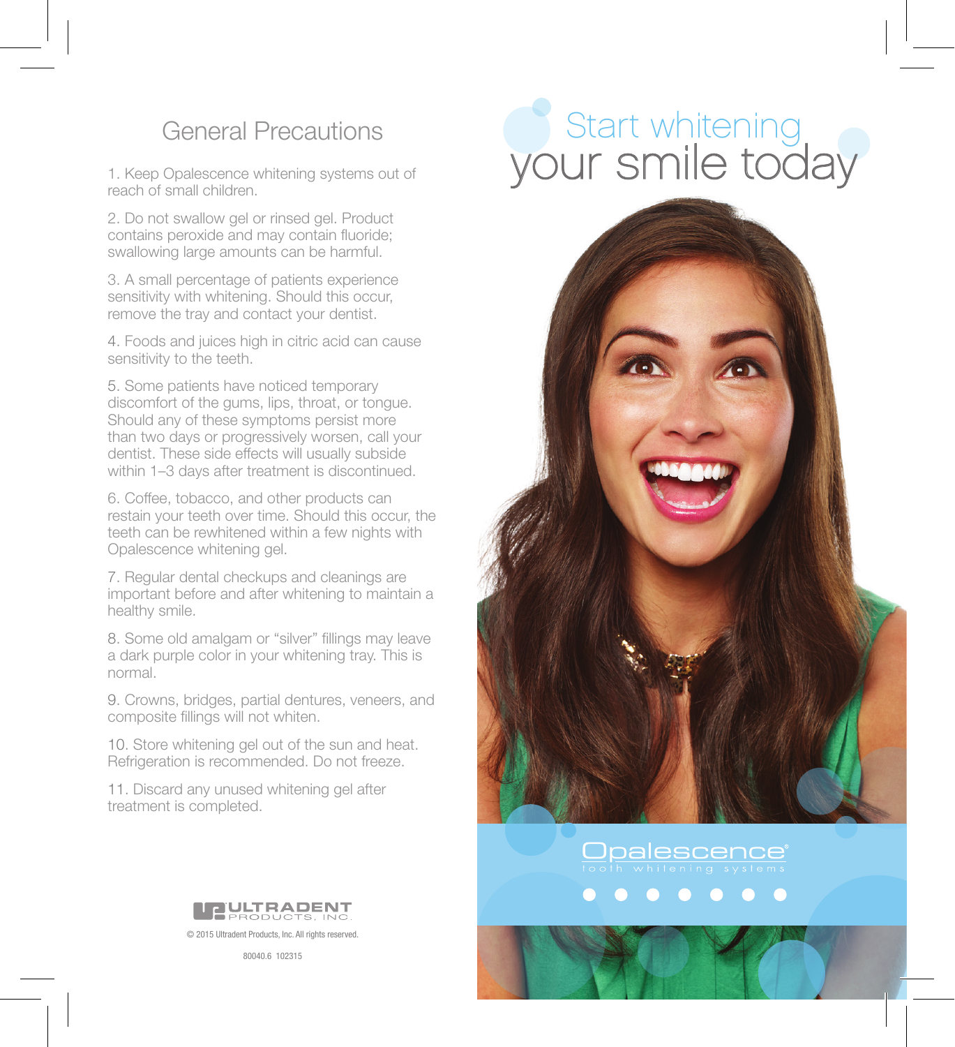## General Precautions

1. Keep Opalescence whitening systems out of reach of small children.

2. Do not swallow gel or rinsed gel. Product contains peroxide and may contain fluoride; swallowing large amounts can be harmful.

3. A small percentage of patients experience sensitivity with whitening. Should this occur, remove the tray and contact your dentist.

4. Foods and juices high in citric acid can cause sensitivity to the teeth.

5. Some patients have noticed temporary discomfort of the gums, lips, throat, or tongue. Should any of these symptoms persist more than two days or progressively worsen, call your dentist. These side effects will usually subside within 1–3 days after treatment is discontinued.

6. Coffee, tobacco, and other products can restain your teeth over time. Should this occur, the teeth can be rewhitened within a few nights with Opalescence whitening gel.

7. Regular dental checkups and cleanings are important before and after whitening to maintain a healthy smile.

8. Some old amalgam or "silver" fillings may leave a dark purple color in your whitening tray. This is normal.

9. Crowns, bridges, partial dentures, veneers, and composite fillings will not whiten.

10. Store whitening gel out of the sun and heat. Refrigeration is recommended. Do not freeze.

11. Discard any unused whitening gel after treatment is completed.

ULTRADENT PRODUCTS, INC.

© 2015 Ultradent Products, Inc. All rights reserved.

80040.6 102315

# Start whitening your smile today

Opalescence®

tooth whitening systems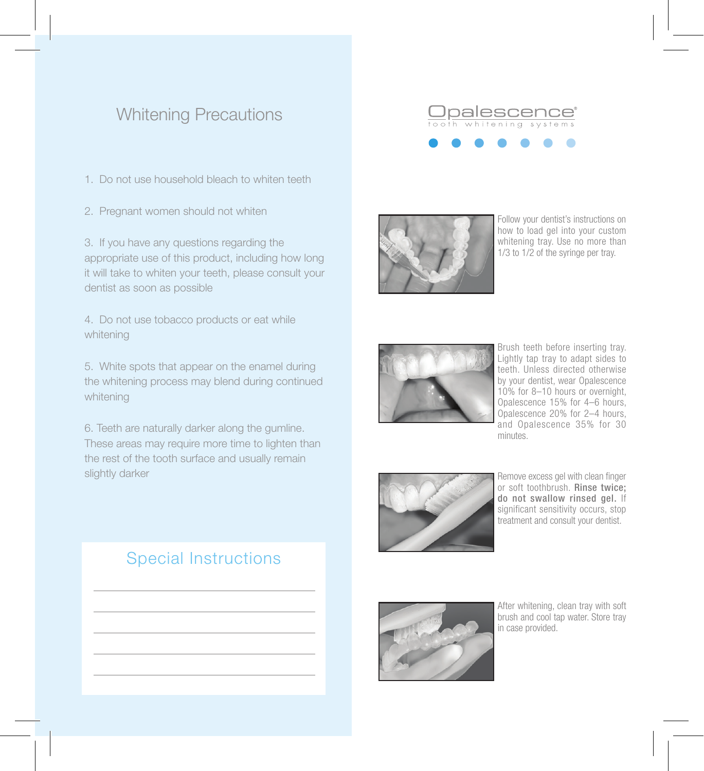## Whitening Precautions

1. Do not use household bleach to whiten teeth
2. Pregnant women should not whiten
3. If you have any questions regarding the appropriate use of this product, including how long it will take to whiten your teeth, please consult your dentist as soon as possible
4. Do not use tobacco products or eat while whitening
5. White spots that appear on the enamel during the whitening process may blend during continued whitening
6. Teeth are naturally darker along the gumline. These areas may require more time to lighten than the rest of the tooth surface and usually remain slightly darker

### Special Instructions

\_\_\_\_\_\_\_\_\_\_\_\_\_\_\_\_\_\_\_\_\_\_\_\_\_\_\_\_\_\_

\_\_\_\_\_\_\_\_\_\_\_\_\_\_\_\_\_\_\_\_\_\_\_\_\_\_\_\_\_\_

\_\_\_\_\_\_\_\_\_\_\_\_\_\_\_\_\_\_\_\_\_\_\_\_\_\_\_\_\_\_

\_\_\_\_\_\_\_\_\_\_\_\_\_\_\_\_\_\_\_\_\_\_\_\_\_\_\_\_\_\_

\_\_\_\_\_\_\_\_\_\_\_\_\_\_\_\_\_\_\_\_\_\_\_\_\_\_\_\_\_\_

# Opalescence®

tooth whitening systems

Follow your dentist's instructions on how to load gel into your custom whitening tray. Use no more than 1/3 to 1/2 of the syringe per tray.

Brush teeth before inserting tray. Lightly tap tray to adapt sides to teeth. Unless directed otherwise by your dentist, wear Opalescence 10% for 8–10 hours or overnight, Opalescence 15% for 4–6 hours, Opalescence 20% for 2–4 hours, and Opalescence 35% for 30 minutes.

Remove excess gel with clean finger or soft toothbrush. **Rinse twice; do not swallow rinsed gel.** If significant sensitivity occurs, stop treatment and consult your dentist.

After whitening, clean tray with soft brush and cool tap water. Store tray in case provided.